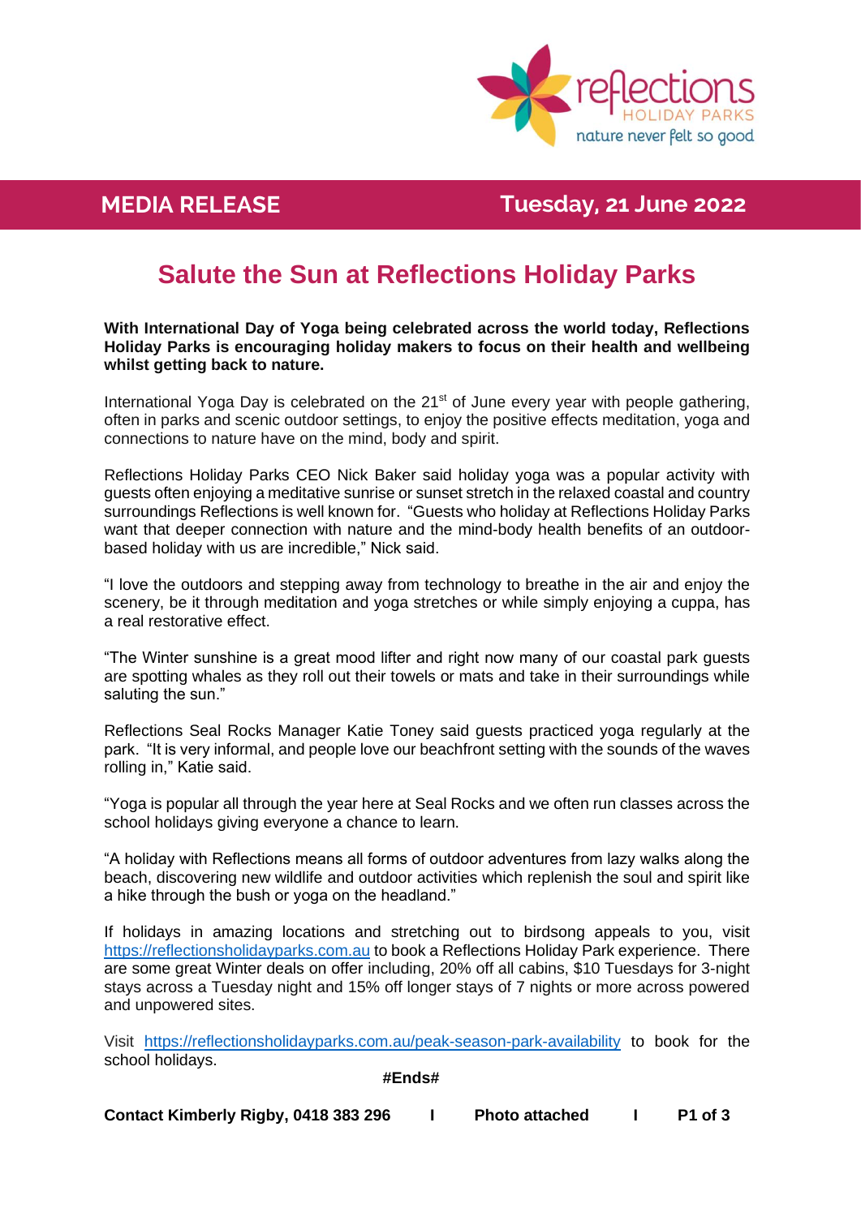reflections HOLIDAY PARKS nature never felt so good

**MEDIA RELEASE** **Tuesday, 21 June 2022**

# Salute the Sun at Reflections Holiday Parks

**With International Day of Yoga being celebrated across the world today, Reflections Holiday Parks is encouraging holiday makers to focus on their health and wellbeing whilst getting back to nature.**

International Yoga Day is celebrated on the 21st of June every year with people gathering, often in parks and scenic outdoor settings, to enjoy the positive effects meditation, yoga and connections to nature have on the mind, body and spirit.

Reflections Holiday Parks CEO Nick Baker said holiday yoga was a popular activity with guests often enjoying a meditative sunrise or sunset stretch in the relaxed coastal and country surroundings Reflections is well known for. "Guests who holiday at Reflections Holiday Parks want that deeper connection with nature and the mind-body health benefits of an outdoor-based holiday with us are incredible," Nick said.

"I love the outdoors and stepping away from technology to breathe in the air and enjoy the scenery, be it through meditation and yoga stretches or while simply enjoying a cuppa, has a real restorative effect.

"The Winter sunshine is a great mood lifter and right now many of our coastal park guests are spotting whales as they roll out their towels or mats and take in their surroundings while saluting the sun."

Reflections Seal Rocks Manager Katie Toney said guests practiced yoga regularly at the park. "It is very informal, and people love our beachfront setting with the sounds of the waves rolling in," Katie said.

"Yoga is popular all through the year here at Seal Rocks and we often run classes across the school holidays giving everyone a chance to learn.

"A holiday with Reflections means all forms of outdoor adventures from lazy walks along the beach, discovering new wildlife and outdoor activities which replenish the soul and spirit like a hike through the bush or yoga on the headland."

If holidays in amazing locations and stretching out to birdsong appeals to you, visit https://reflectionsholidayparks.com.au to book a Reflections Holiday Park experience. There are some great Winter deals on offer including, 20% off all cabins, $10 Tuesdays for 3-night stays across a Tuesday night and 15% off longer stays of 7 nights or more across powered and unpowered sites.

Visit https://reflectionsholidayparks.com.au/peak-season-park-availability to book for the school holidays.

**#Ends#**

**Contact Kimberly Rigby, 0418 383 296 | Photo attached**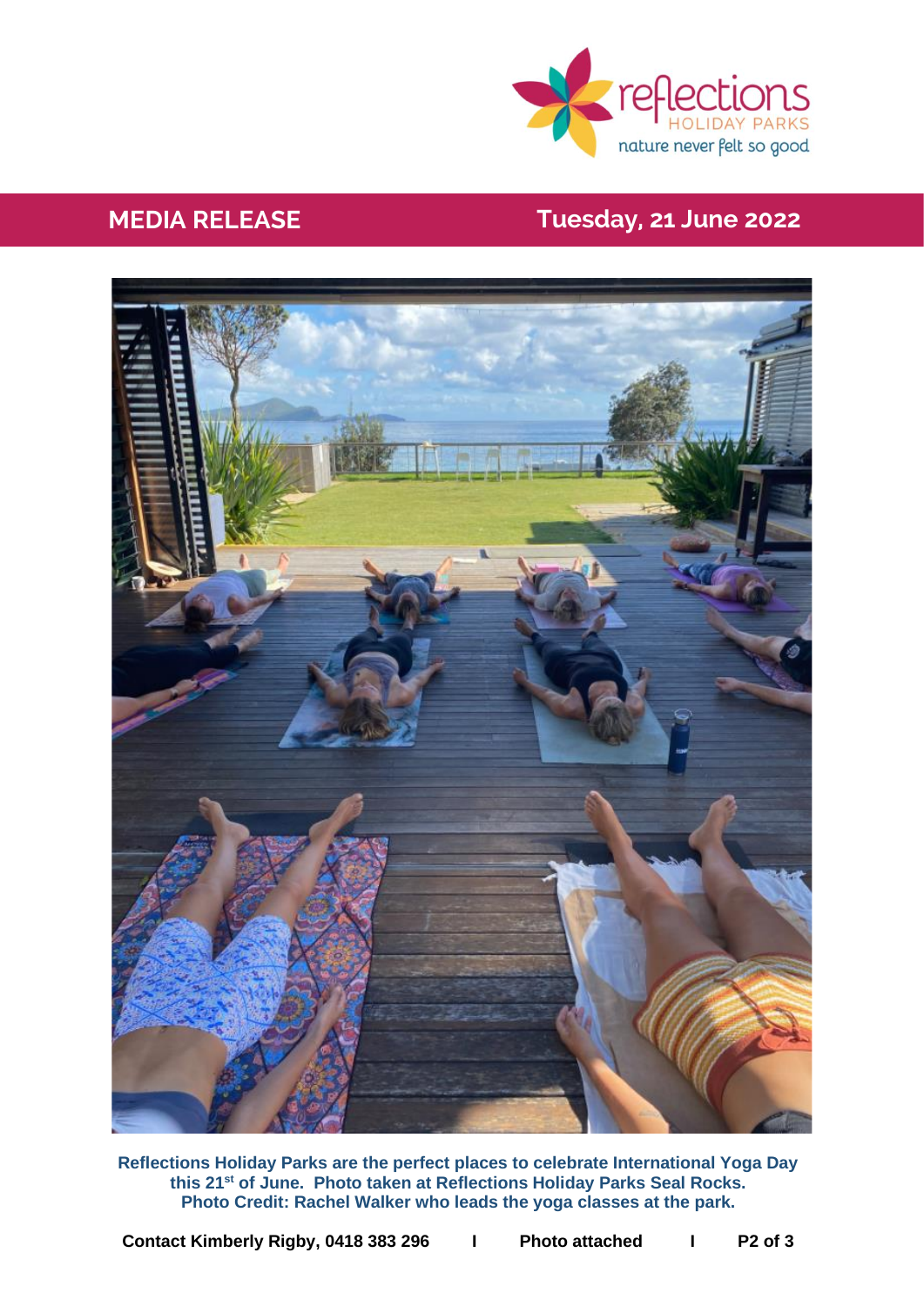**MEDIA RELEASE** **Tuesday, 21 June 2022**

**Reflections Holiday Parks are the perfect places to celebrate International Yoga Day this 21st of June. Photo taken at Reflections Holiday Parks Seal Rocks. Photo Credit: Rachel Walker who leads the yoga classes at the park.**

**Contact Kimberly Rigby, 0418 383 296 I Photo attached**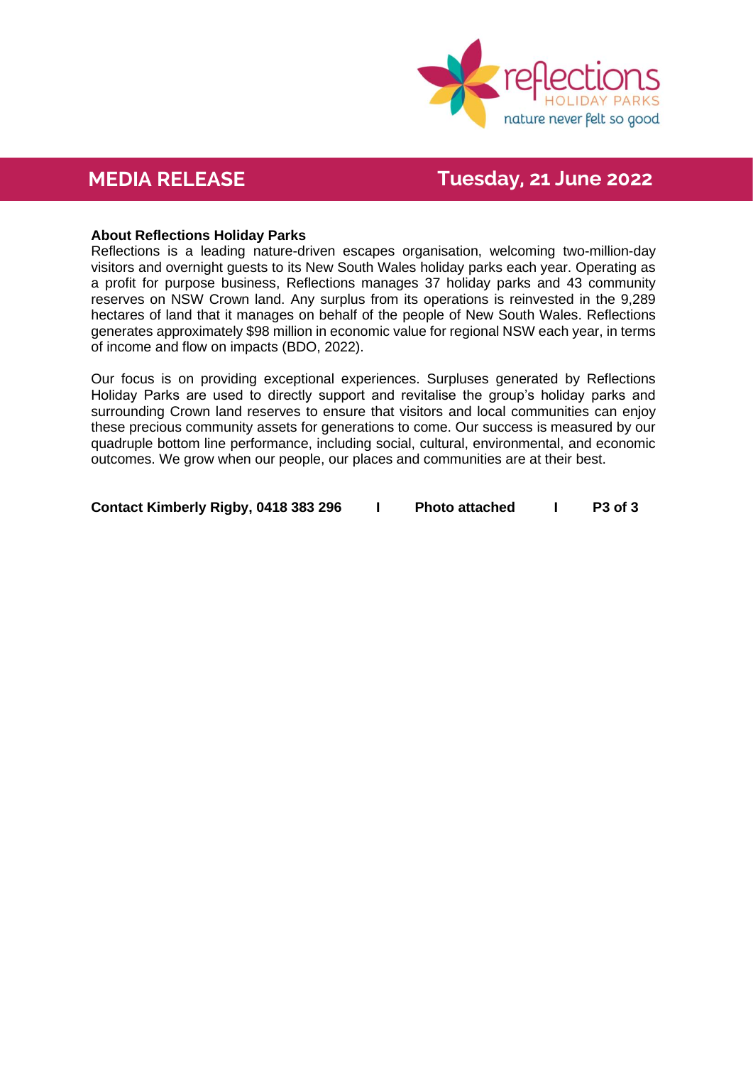**MEDIA RELEASE** — **Tuesday, 21 June 2022**

**About Reflections Holiday Parks**

Reflections is a leading nature-driven escapes organisation, welcoming two-million-day visitors and overnight guests to its New South Wales holiday parks each year. Operating as a profit for purpose business, Reflections manages 37 holiday parks and 43 community reserves on NSW Crown land. Any surplus from its operations is reinvested in the 9,289 hectares of land that it manages on behalf of the people of New South Wales. Reflections generates approximately $98 million in economic value for regional NSW each year, in terms of income and flow on impacts (BDO, 2022).

Our focus is on providing exceptional experiences. Surpluses generated by Reflections Holiday Parks are used to directly support and revitalise the group's holiday parks and surrounding Crown land reserves to ensure that visitors and local communities can enjoy these precious community assets for generations to come. Our success is measured by our quadruple bottom line performance, including social, cultural, environmental, and economic outcomes. We grow when our people, our places and communities are at their best.

**Contact Kimberly Rigby, 0418 383 296 I Photo attached**